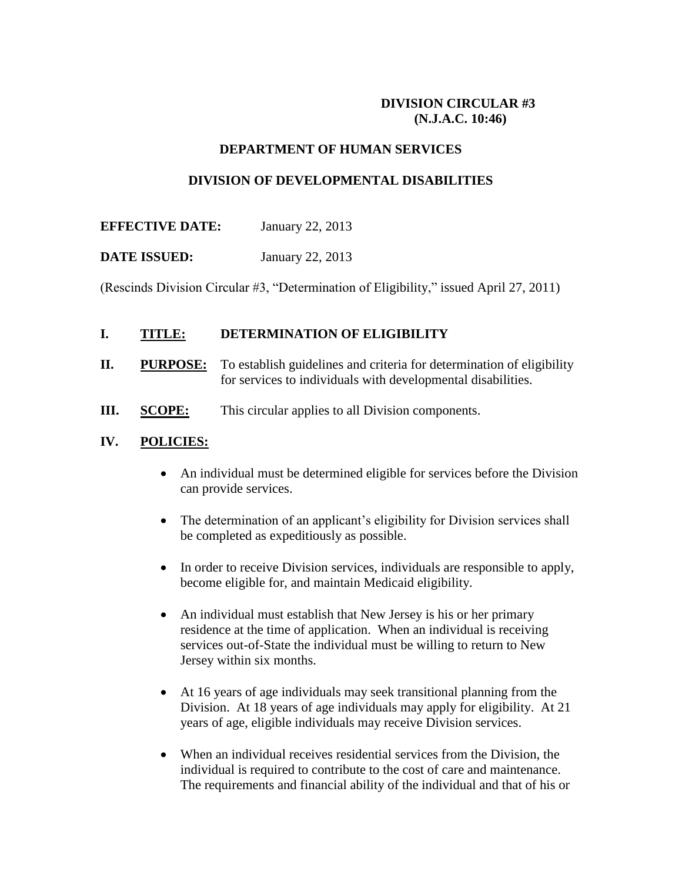**DIVISION CIRCULAR #3**
**(N.J.A.C. 10:46)**

## DEPARTMENT OF HUMAN SERVICES

## DIVISION OF DEVELOPMENTAL DISABILITIES

**EFFECTIVE DATE:** January 22, 2013

**DATE ISSUED:** January 22, 2013

(Rescinds Division Circular #3, "Determination of Eligibility," issued April 27, 2011)

**I. TITLE: DETERMINATION OF ELIGIBILITY**

**II. PURPOSE:** To establish guidelines and criteria for determination of eligibility for services to individuals with developmental disabilities.

**III. SCOPE:** This circular applies to all Division components.

**IV. POLICIES:**

- An individual must be determined eligible for services before the Division can provide services.
- The determination of an applicant's eligibility for Division services shall be completed as expeditiously as possible.
- In order to receive Division services, individuals are responsible to apply, become eligible for, and maintain Medicaid eligibility.
- An individual must establish that New Jersey is his or her primary residence at the time of application. When an individual is receiving services out-of-State the individual must be willing to return to New Jersey within six months.
- At 16 years of age individuals may seek transitional planning from the Division. At 18 years of age individuals may apply for eligibility. At 21 years of age, eligible individuals may receive Division services.
- When an individual receives residential services from the Division, the individual is required to contribute to the cost of care and maintenance. The requirements and financial ability of the individual and that of his or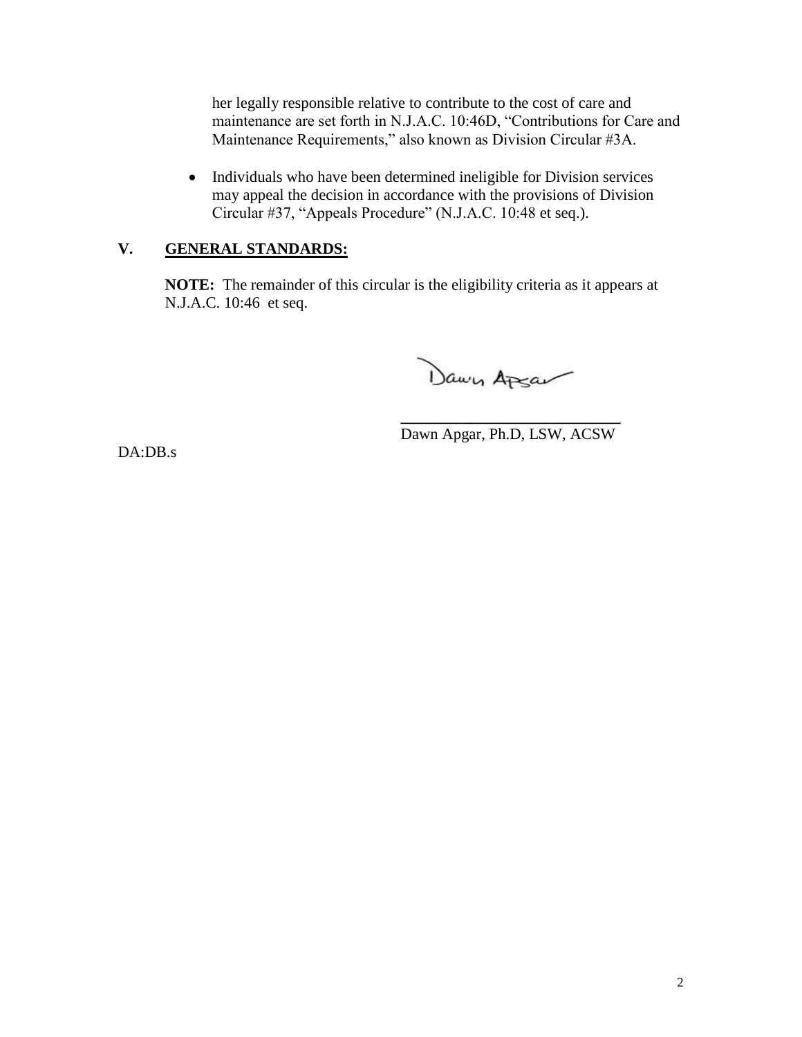her legally responsible relative to contribute to the cost of care and maintenance are set forth in N.J.A.C. 10:46D, "Contributions for Care and Maintenance Requirements," also known as Division Circular #3A.

- Individuals who have been determined ineligible for Division services may appeal the decision in accordance with the provisions of Division Circular #37, "Appeals Procedure" (N.J.A.C. 10:48 et seq.).

## V. GENERAL STANDARDS:

**NOTE:** The remainder of this circular is the eligibility criteria as it appears at N.J.A.C. 10:46 et seq.

Dawn Apgar

\_\_\_\_\_\_\_\_\_\_\_\_\_\_\_\_\_\_\_\_\_\_\_\_\_\_\_\_

Dawn Apgar, Ph.D, LSW, ACSW

DA:DB.s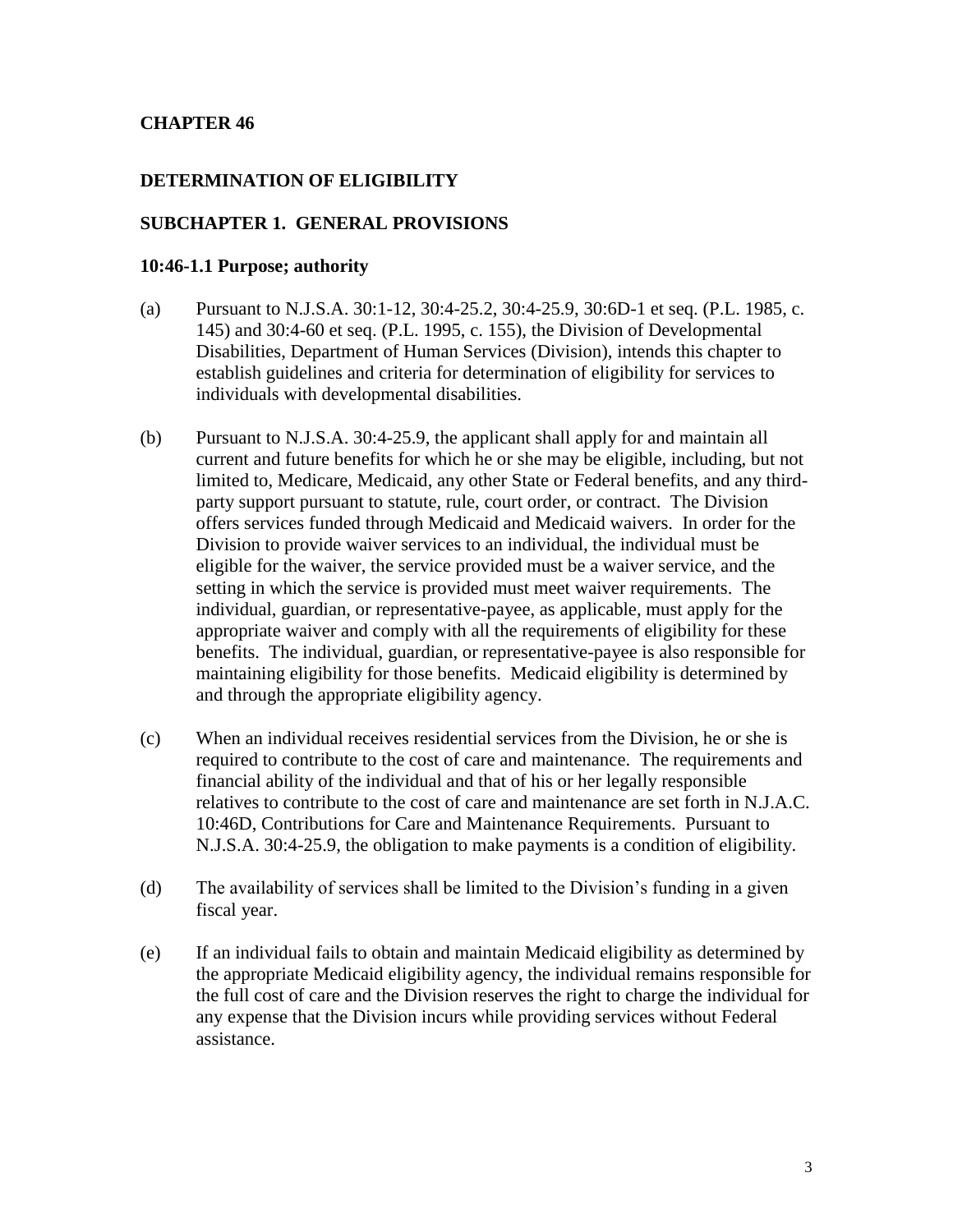# CHAPTER 46

## DETERMINATION OF ELIGIBILITY

## SUBCHAPTER 1. GENERAL PROVISIONS

### 10:46-1.1 Purpose; authority

(a) Pursuant to N.J.S.A. 30:1-12, 30:4-25.2, 30:4-25.9, 30:6D-1 et seq. (P.L. 1985, c. 145) and 30:4-60 et seq. (P.L. 1995, c. 155), the Division of Developmental Disabilities, Department of Human Services (Division), intends this chapter to establish guidelines and criteria for determination of eligibility for services to individuals with developmental disabilities.

(b) Pursuant to N.J.S.A. 30:4-25.9, the applicant shall apply for and maintain all current and future benefits for which he or she may be eligible, including, but not limited to, Medicare, Medicaid, any other State or Federal benefits, and any third-party support pursuant to statute, rule, court order, or contract. The Division offers services funded through Medicaid and Medicaid waivers. In order for the Division to provide waiver services to an individual, the individual must be eligible for the waiver, the service provided must be a waiver service, and the setting in which the service is provided must meet waiver requirements. The individual, guardian, or representative-payee, as applicable, must apply for the appropriate waiver and comply with all the requirements of eligibility for these benefits. The individual, guardian, or representative-payee is also responsible for maintaining eligibility for those benefits. Medicaid eligibility is determined by and through the appropriate eligibility agency.

(c) When an individual receives residential services from the Division, he or she is required to contribute to the cost of care and maintenance. The requirements and financial ability of the individual and that of his or her legally responsible relatives to contribute to the cost of care and maintenance are set forth in N.J.A.C. 10:46D, Contributions for Care and Maintenance Requirements. Pursuant to N.J.S.A. 30:4-25.9, the obligation to make payments is a condition of eligibility.

(d) The availability of services shall be limited to the Division's funding in a given fiscal year.

(e) If an individual fails to obtain and maintain Medicaid eligibility as determined by the appropriate Medicaid eligibility agency, the individual remains responsible for the full cost of care and the Division reserves the right to charge the individual for any expense that the Division incurs while providing services without Federal assistance.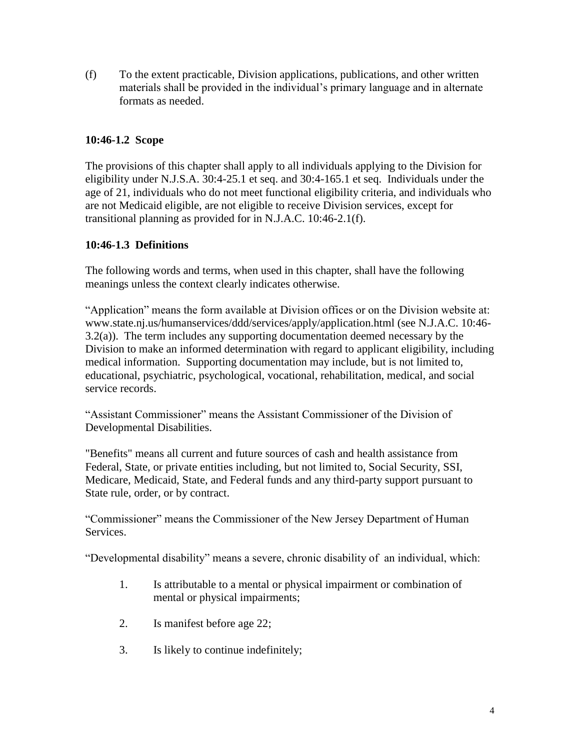(f) To the extent practicable, Division applications, publications, and other written materials shall be provided in the individual's primary language and in alternate formats as needed.

### 10:46-1.2 Scope

The provisions of this chapter shall apply to all individuals applying to the Division for eligibility under N.J.S.A. 30:4-25.1 et seq. and 30:4-165.1 et seq. Individuals under the age of 21, individuals who do not meet functional eligibility criteria, and individuals who are not Medicaid eligible, are not eligible to receive Division services, except for transitional planning as provided for in N.J.A.C. 10:46-2.1(f).

### 10:46-1.3 Definitions

The following words and terms, when used in this chapter, shall have the following meanings unless the context clearly indicates otherwise.

"Application" means the form available at Division offices or on the Division website at: www.state.nj.us/humanservices/ddd/services/apply/application.html (see N.J.A.C. 10:46-3.2(a)). The term includes any supporting documentation deemed necessary by the Division to make an informed determination with regard to applicant eligibility, including medical information. Supporting documentation may include, but is not limited to, educational, psychiatric, psychological, vocational, rehabilitation, medical, and social service records.

"Assistant Commissioner" means the Assistant Commissioner of the Division of Developmental Disabilities.

"Benefits" means all current and future sources of cash and health assistance from Federal, State, or private entities including, but not limited to, Social Security, SSI, Medicare, Medicaid, State, and Federal funds and any third-party support pursuant to State rule, order, or by contract.

"Commissioner" means the Commissioner of the New Jersey Department of Human Services.

"Developmental disability" means a severe, chronic disability of an individual, which:

1. Is attributable to a mental or physical impairment or combination of mental or physical impairments;

2. Is manifest before age 22;

3. Is likely to continue indefinitely;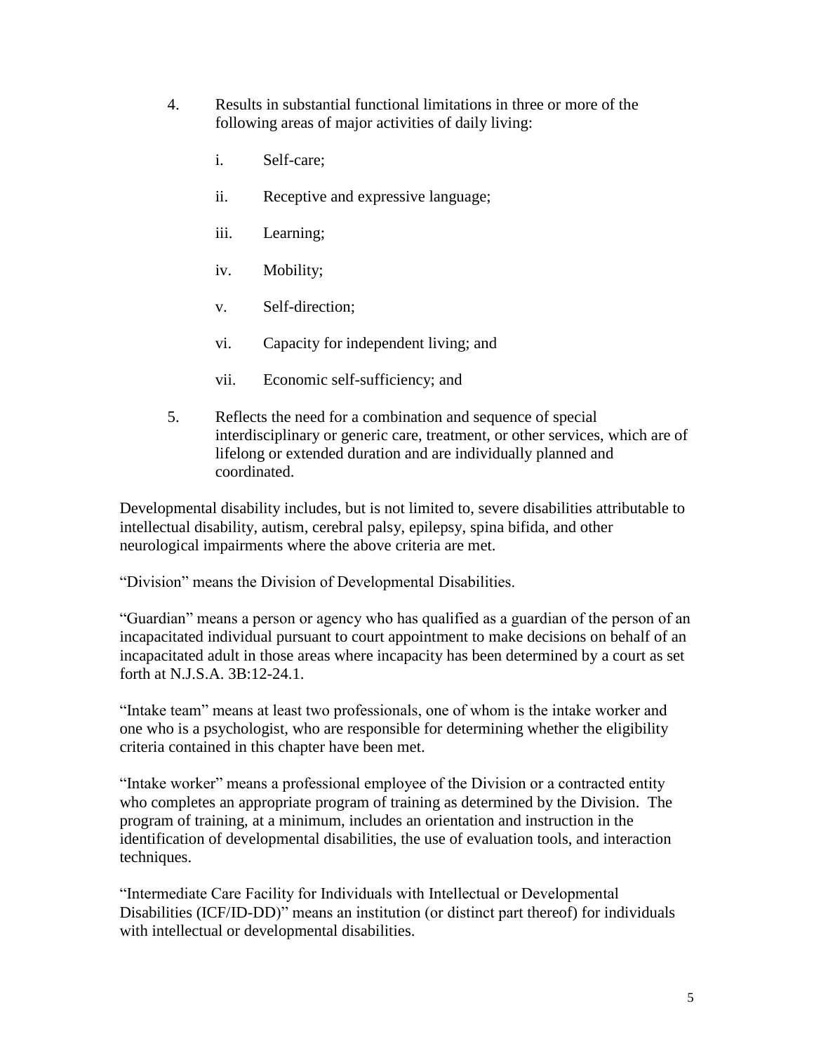4. Results in substantial functional limitations in three or more of the following areas of major activities of daily living:

    i. Self-care;

    ii. Receptive and expressive language;

    iii. Learning;

    iv. Mobility;

    v. Self-direction;

    vi. Capacity for independent living; and

    vii. Economic self-sufficiency; and

5. Reflects the need for a combination and sequence of special interdisciplinary or generic care, treatment, or other services, which are of lifelong or extended duration and are individually planned and coordinated.

Developmental disability includes, but is not limited to, severe disabilities attributable to intellectual disability, autism, cerebral palsy, epilepsy, spina bifida, and other neurological impairments where the above criteria are met.

"Division" means the Division of Developmental Disabilities.

"Guardian" means a person or agency who has qualified as a guardian of the person of an incapacitated individual pursuant to court appointment to make decisions on behalf of an incapacitated adult in those areas where incapacity has been determined by a court as set forth at N.J.S.A. 3B:12-24.1.

"Intake team" means at least two professionals, one of whom is the intake worker and one who is a psychologist, who are responsible for determining whether the eligibility criteria contained in this chapter have been met.

"Intake worker" means a professional employee of the Division or a contracted entity who completes an appropriate program of training as determined by the Division. The program of training, at a minimum, includes an orientation and instruction in the identification of developmental disabilities, the use of evaluation tools, and interaction techniques.

"Intermediate Care Facility for Individuals with Intellectual or Developmental Disabilities (ICF/ID-DD)" means an institution (or distinct part thereof) for individuals with intellectual or developmental disabilities.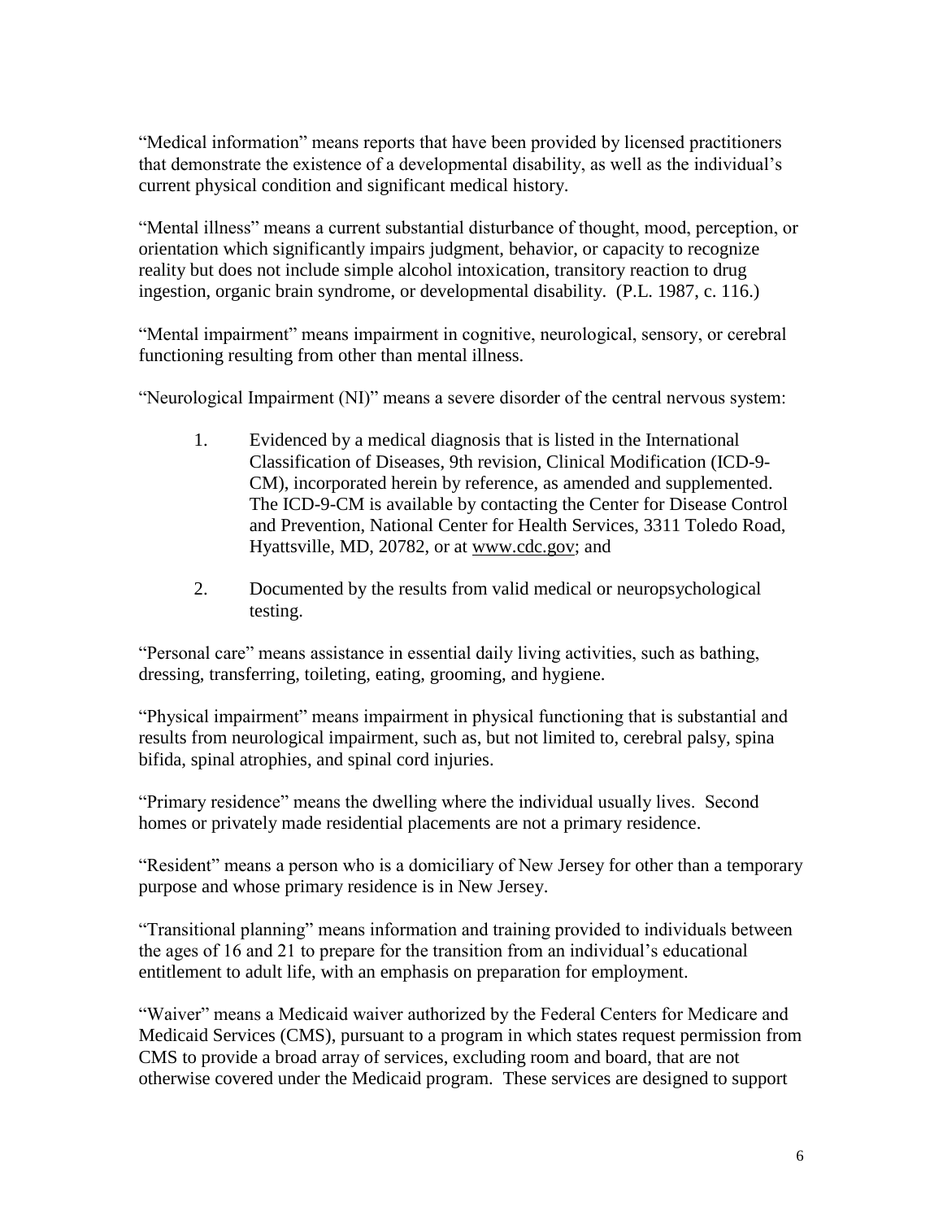"Medical information" means reports that have been provided by licensed practitioners that demonstrate the existence of a developmental disability, as well as the individual's current physical condition and significant medical history.

"Mental illness" means a current substantial disturbance of thought, mood, perception, or orientation which significantly impairs judgment, behavior, or capacity to recognize reality but does not include simple alcohol intoxication, transitory reaction to drug ingestion, organic brain syndrome, or developmental disability. (P.L. 1987, c. 116.)

"Mental impairment" means impairment in cognitive, neurological, sensory, or cerebral functioning resulting from other than mental illness.

"Neurological Impairment (NI)" means a severe disorder of the central nervous system:

1. Evidenced by a medical diagnosis that is listed in the International Classification of Diseases, 9th revision, Clinical Modification (ICD-9-CM), incorporated herein by reference, as amended and supplemented. The ICD-9-CM is available by contacting the Center for Disease Control and Prevention, National Center for Health Services, 3311 Toledo Road, Hyattsville, MD, 20782, or at www.cdc.gov; and

2. Documented by the results from valid medical or neuropsychological testing.

"Personal care" means assistance in essential daily living activities, such as bathing, dressing, transferring, toileting, eating, grooming, and hygiene.

"Physical impairment" means impairment in physical functioning that is substantial and results from neurological impairment, such as, but not limited to, cerebral palsy, spina bifida, spinal atrophies, and spinal cord injuries.

"Primary residence" means the dwelling where the individual usually lives. Second homes or privately made residential placements are not a primary residence.

"Resident" means a person who is a domiciliary of New Jersey for other than a temporary purpose and whose primary residence is in New Jersey.

"Transitional planning" means information and training provided to individuals between the ages of 16 and 21 to prepare for the transition from an individual's educational entitlement to adult life, with an emphasis on preparation for employment.

"Waiver" means a Medicaid waiver authorized by the Federal Centers for Medicare and Medicaid Services (CMS), pursuant to a program in which states request permission from CMS to provide a broad array of services, excluding room and board, that are not otherwise covered under the Medicaid program. These services are designed to support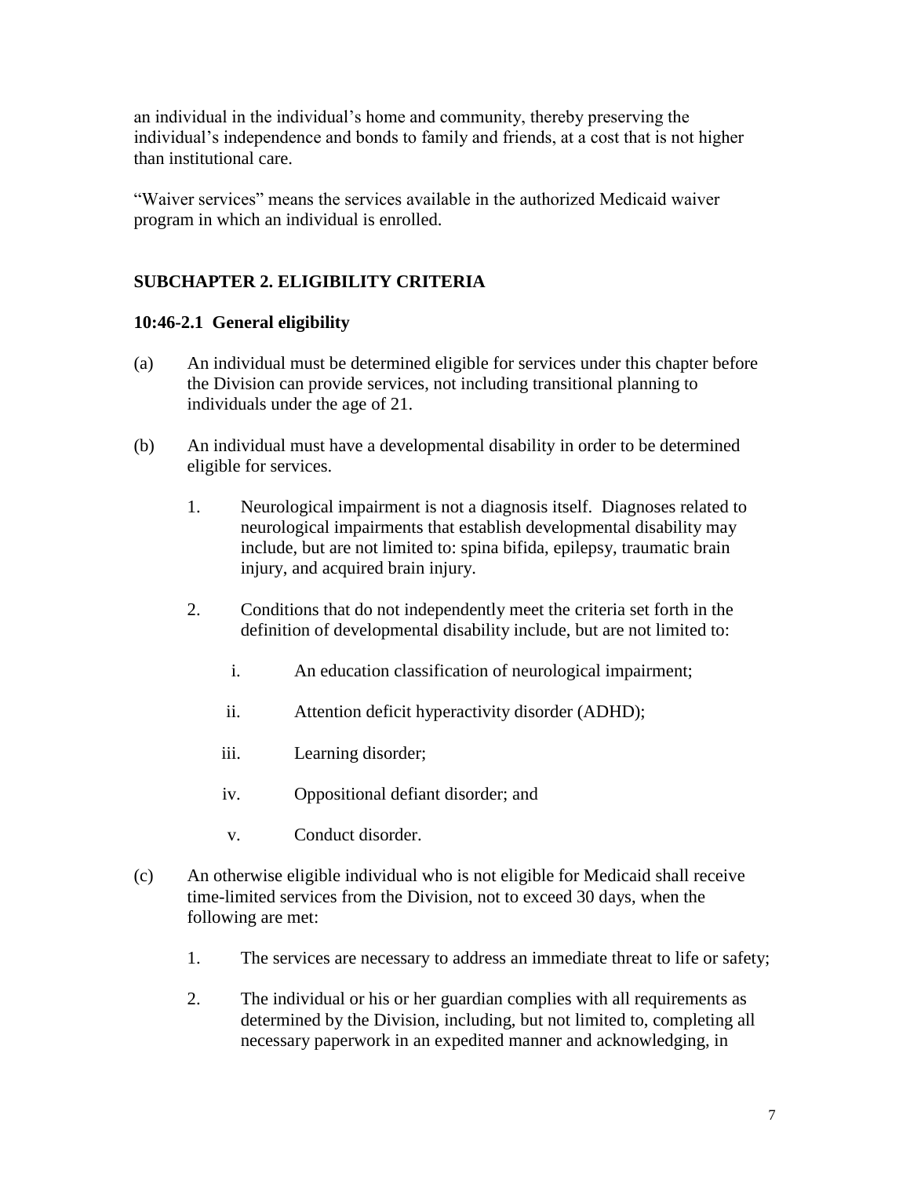an individual in the individual's home and community, thereby preserving the individual's independence and bonds to family and friends, at a cost that is not higher than institutional care.

"Waiver services" means the services available in the authorized Medicaid waiver program in which an individual is enrolled.

## SUBCHAPTER 2. ELIGIBILITY CRITERIA

### 10:46-2.1 General eligibility

(a) An individual must be determined eligible for services under this chapter before the Division can provide services, not including transitional planning to individuals under the age of 21.

(b) An individual must have a developmental disability in order to be determined eligible for services.

1. Neurological impairment is not a diagnosis itself. Diagnoses related to neurological impairments that establish developmental disability may include, but are not limited to: spina bifida, epilepsy, traumatic brain injury, and acquired brain injury.

2. Conditions that do not independently meet the criteria set forth in the definition of developmental disability include, but are not limited to:

   i. An education classification of neurological impairment;

   ii. Attention deficit hyperactivity disorder (ADHD);

   iii. Learning disorder;

   iv. Oppositional defiant disorder; and

   v. Conduct disorder.

(c) An otherwise eligible individual who is not eligible for Medicaid shall receive time-limited services from the Division, not to exceed 30 days, when the following are met:

1. The services are necessary to address an immediate threat to life or safety;

2. The individual or his or her guardian complies with all requirements as determined by the Division, including, but not limited to, completing all necessary paperwork in an expedited manner and acknowledging, in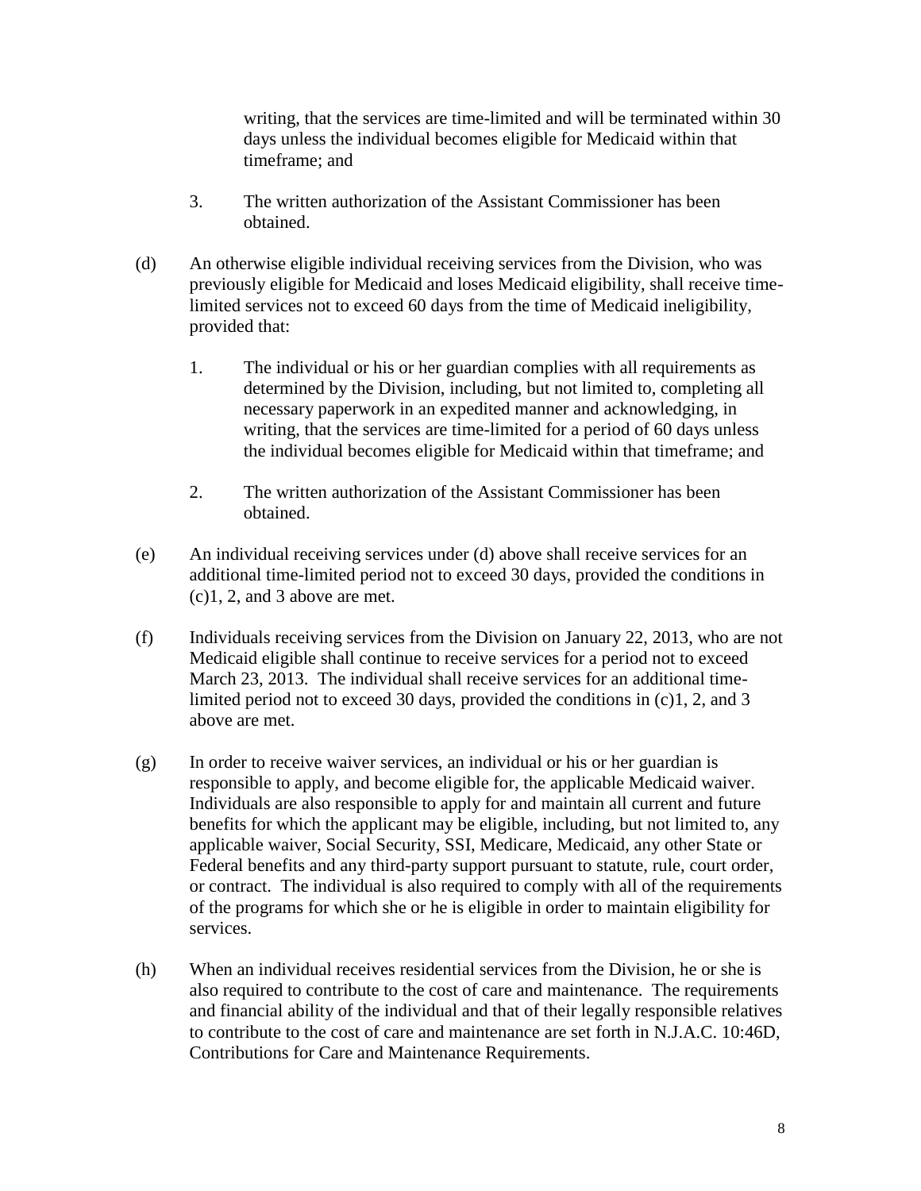writing, that the services are time-limited and will be terminated within 30 days unless the individual becomes eligible for Medicaid within that timeframe; and

3. The written authorization of the Assistant Commissioner has been obtained.

(d) An otherwise eligible individual receiving services from the Division, who was previously eligible for Medicaid and loses Medicaid eligibility, shall receive time-limited services not to exceed 60 days from the time of Medicaid ineligibility, provided that:

1. The individual or his or her guardian complies with all requirements as determined by the Division, including, but not limited to, completing all necessary paperwork in an expedited manner and acknowledging, in writing, that the services are time-limited for a period of 60 days unless the individual becomes eligible for Medicaid within that timeframe; and

2. The written authorization of the Assistant Commissioner has been obtained.

(e) An individual receiving services under (d) above shall receive services for an additional time-limited period not to exceed 30 days, provided the conditions in (c)1, 2, and 3 above are met.

(f) Individuals receiving services from the Division on January 22, 2013, who are not Medicaid eligible shall continue to receive services for a period not to exceed March 23, 2013. The individual shall receive services for an additional time-limited period not to exceed 30 days, provided the conditions in (c)1, 2, and 3 above are met.

(g) In order to receive waiver services, an individual or his or her guardian is responsible to apply, and become eligible for, the applicable Medicaid waiver. Individuals are also responsible to apply for and maintain all current and future benefits for which the applicant may be eligible, including, but not limited to, any applicable waiver, Social Security, SSI, Medicare, Medicaid, any other State or Federal benefits and any third-party support pursuant to statute, rule, court order, or contract. The individual is also required to comply with all of the requirements of the programs for which she or he is eligible in order to maintain eligibility for services.

(h) When an individual receives residential services from the Division, he or she is also required to contribute to the cost of care and maintenance. The requirements and financial ability of the individual and that of their legally responsible relatives to contribute to the cost of care and maintenance are set forth in N.J.A.C. 10:46D, Contributions for Care and Maintenance Requirements.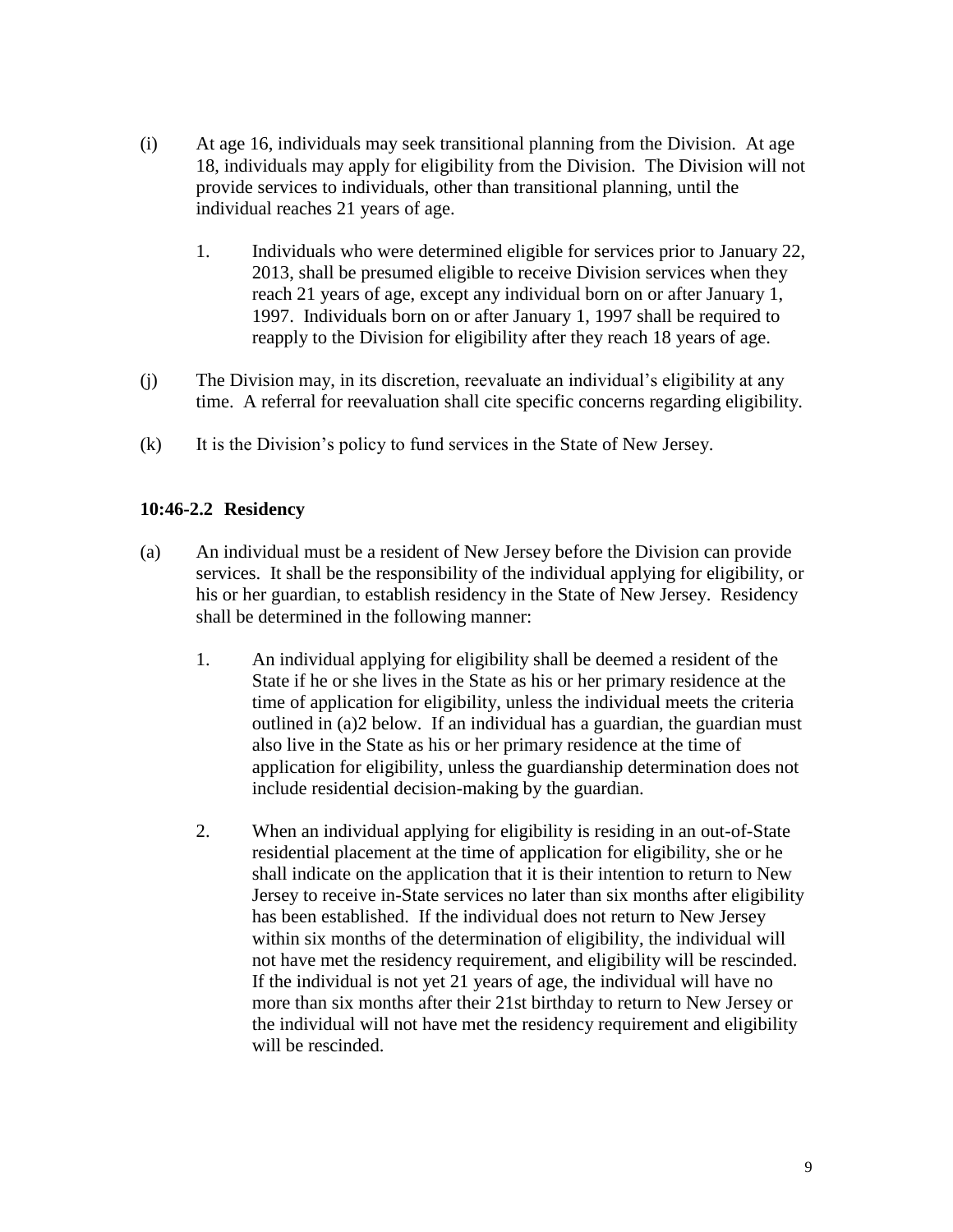(i) At age 16, individuals may seek transitional planning from the Division. At age 18, individuals may apply for eligibility from the Division. The Division will not provide services to individuals, other than transitional planning, until the individual reaches 21 years of age.

1. Individuals who were determined eligible for services prior to January 22, 2013, shall be presumed eligible to receive Division services when they reach 21 years of age, except any individual born on or after January 1, 1997. Individuals born on or after January 1, 1997 shall be required to reapply to the Division for eligibility after they reach 18 years of age.

(j) The Division may, in its discretion, reevaluate an individual's eligibility at any time. A referral for reevaluation shall cite specific concerns regarding eligibility.

(k) It is the Division's policy to fund services in the State of New Jersey.

**10:46-2.2 Residency**

(a) An individual must be a resident of New Jersey before the Division can provide services. It shall be the responsibility of the individual applying for eligibility, or his or her guardian, to establish residency in the State of New Jersey. Residency shall be determined in the following manner:

1. An individual applying for eligibility shall be deemed a resident of the State if he or she lives in the State as his or her primary residence at the time of application for eligibility, unless the individual meets the criteria outlined in (a)2 below. If an individual has a guardian, the guardian must also live in the State as his or her primary residence at the time of application for eligibility, unless the guardianship determination does not include residential decision-making by the guardian.

2. When an individual applying for eligibility is residing in an out-of-State residential placement at the time of application for eligibility, she or he shall indicate on the application that it is their intention to return to New Jersey to receive in-State services no later than six months after eligibility has been established. If the individual does not return to New Jersey within six months of the determination of eligibility, the individual will not have met the residency requirement, and eligibility will be rescinded. If the individual is not yet 21 years of age, the individual will have no more than six months after their 21st birthday to return to New Jersey or the individual will not have met the residency requirement and eligibility will be rescinded.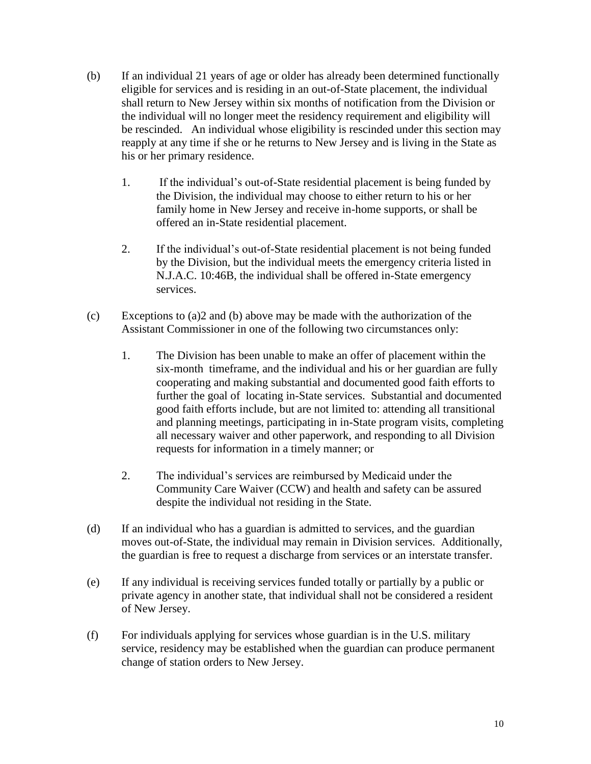(b) If an individual 21 years of age or older has already been determined functionally eligible for services and is residing in an out-of-State placement, the individual shall return to New Jersey within six months of notification from the Division or the individual will no longer meet the residency requirement and eligibility will be rescinded. An individual whose eligibility is rescinded under this section may reapply at any time if she or he returns to New Jersey and is living in the State as his or her primary residence.

1. If the individual's out-of-State residential placement is being funded by the Division, the individual may choose to either return to his or her family home in New Jersey and receive in-home supports, or shall be offered an in-State residential placement.

2. If the individual's out-of-State residential placement is not being funded by the Division, but the individual meets the emergency criteria listed in N.J.A.C. 10:46B, the individual shall be offered in-State emergency services.

(c) Exceptions to (a)2 and (b) above may be made with the authorization of the Assistant Commissioner in one of the following two circumstances only:

1. The Division has been unable to make an offer of placement within the six-month timeframe, and the individual and his or her guardian are fully cooperating and making substantial and documented good faith efforts to further the goal of locating in-State services. Substantial and documented good faith efforts include, but are not limited to: attending all transitional and planning meetings, participating in in-State program visits, completing all necessary waiver and other paperwork, and responding to all Division requests for information in a timely manner; or

2. The individual's services are reimbursed by Medicaid under the Community Care Waiver (CCW) and health and safety can be assured despite the individual not residing in the State.

(d) If an individual who has a guardian is admitted to services, and the guardian moves out-of-State, the individual may remain in Division services. Additionally, the guardian is free to request a discharge from services or an interstate transfer.

(e) If any individual is receiving services funded totally or partially by a public or private agency in another state, that individual shall not be considered a resident of New Jersey.

(f) For individuals applying for services whose guardian is in the U.S. military service, residency may be established when the guardian can produce permanent change of station orders to New Jersey.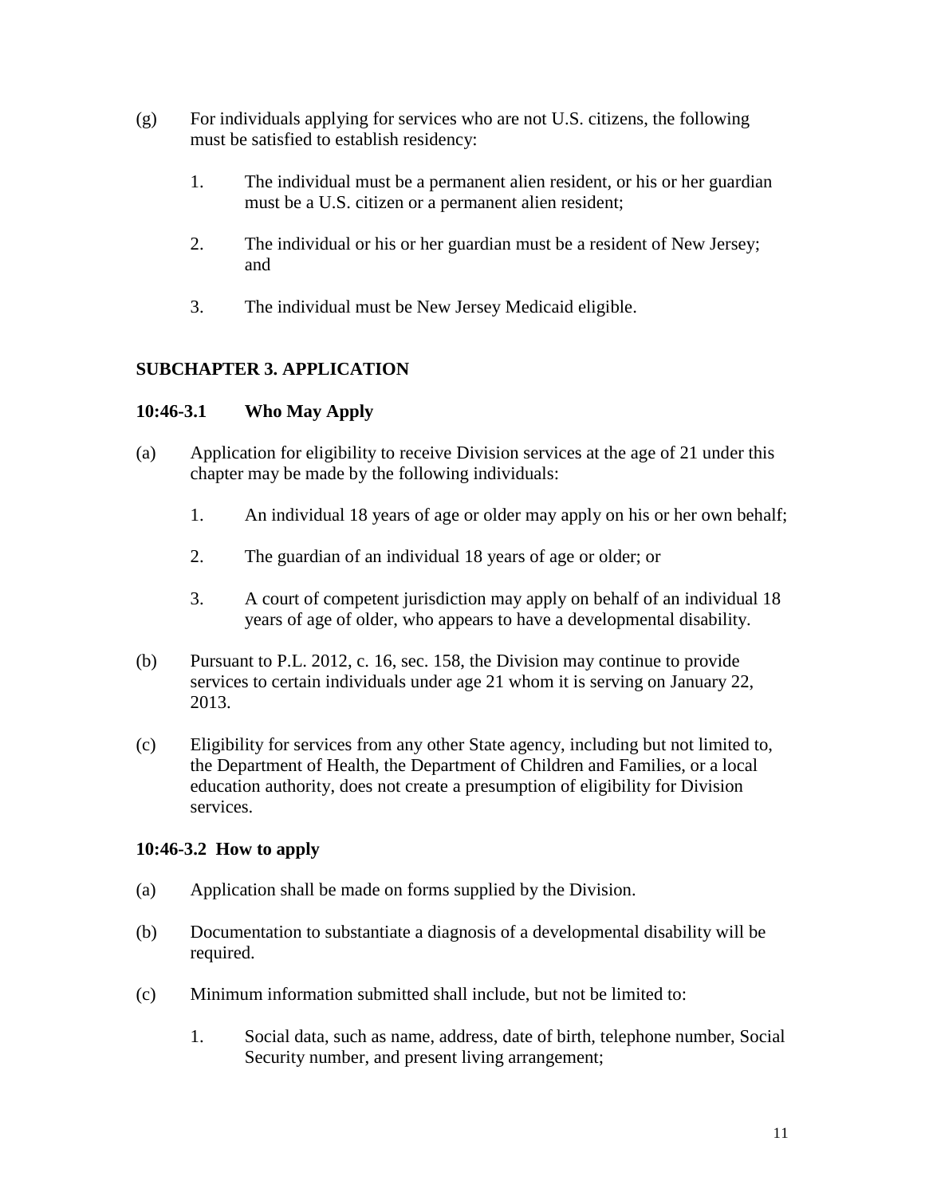(g) For individuals applying for services who are not U.S. citizens, the following must be satisfied to establish residency:

1. The individual must be a permanent alien resident, or his or her guardian must be a U.S. citizen or a permanent alien resident;

2. The individual or his or her guardian must be a resident of New Jersey; and

3. The individual must be New Jersey Medicaid eligible.

## SUBCHAPTER 3. APPLICATION

### 10:46-3.1 Who May Apply

(a) Application for eligibility to receive Division services at the age of 21 under this chapter may be made by the following individuals:

1. An individual 18 years of age or older may apply on his or her own behalf;

2. The guardian of an individual 18 years of age or older; or

3. A court of competent jurisdiction may apply on behalf of an individual 18 years of age of older, who appears to have a developmental disability.

(b) Pursuant to P.L. 2012, c. 16, sec. 158, the Division may continue to provide services to certain individuals under age 21 whom it is serving on January 22, 2013.

(c) Eligibility for services from any other State agency, including but not limited to, the Department of Health, the Department of Children and Families, or a local education authority, does not create a presumption of eligibility for Division services.

### 10:46-3.2 How to apply

(a) Application shall be made on forms supplied by the Division.

(b) Documentation to substantiate a diagnosis of a developmental disability will be required.

(c) Minimum information submitted shall include, but not be limited to:

1. Social data, such as name, address, date of birth, telephone number, Social Security number, and present living arrangement;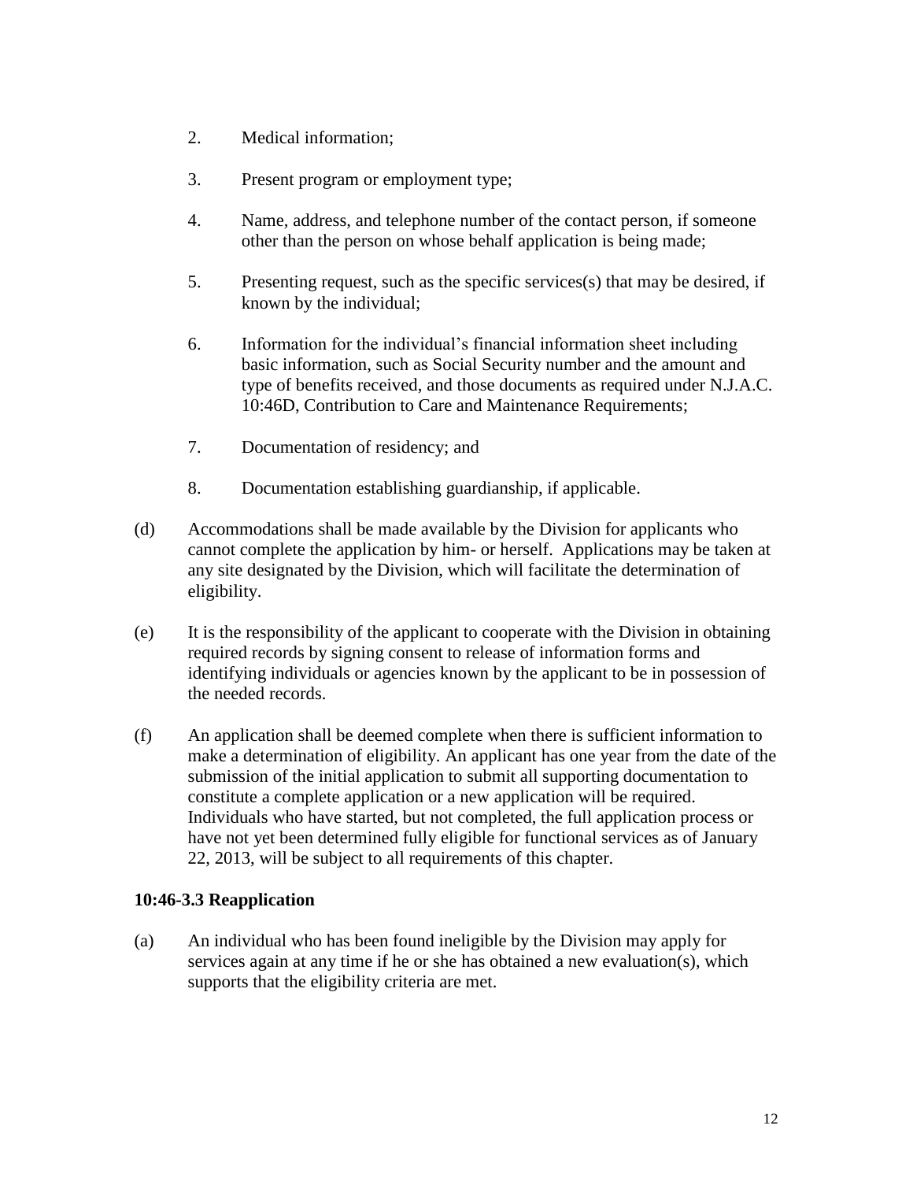2. Medical information;

3. Present program or employment type;

4. Name, address, and telephone number of the contact person, if someone other than the person on whose behalf application is being made;

5. Presenting request, such as the specific services(s) that may be desired, if known by the individual;

6. Information for the individual's financial information sheet including basic information, such as Social Security number and the amount and type of benefits received, and those documents as required under N.J.A.C. 10:46D, Contribution to Care and Maintenance Requirements;

7. Documentation of residency; and

8. Documentation establishing guardianship, if applicable.

(d) Accommodations shall be made available by the Division for applicants who cannot complete the application by him- or herself. Applications may be taken at any site designated by the Division, which will facilitate the determination of eligibility.

(e) It is the responsibility of the applicant to cooperate with the Division in obtaining required records by signing consent to release of information forms and identifying individuals or agencies known by the applicant to be in possession of the needed records.

(f) An application shall be deemed complete when there is sufficient information to make a determination of eligibility. An applicant has one year from the date of the submission of the initial application to submit all supporting documentation to constitute a complete application or a new application will be required. Individuals who have started, but not completed, the full application process or have not yet been determined fully eligible for functional services as of January 22, 2013, will be subject to all requirements of this chapter.

**10:46-3.3 Reapplication**

(a) An individual who has been found ineligible by the Division may apply for services again at any time if he or she has obtained a new evaluation(s), which supports that the eligibility criteria are met.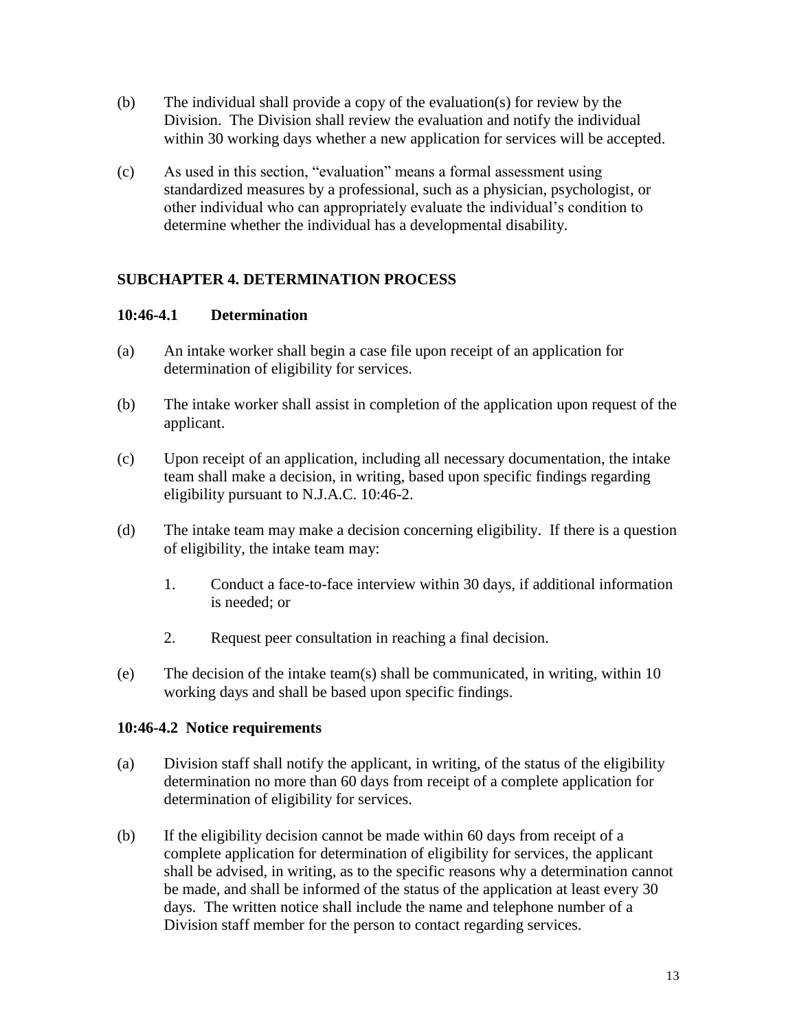(b) The individual shall provide a copy of the evaluation(s) for review by the Division. The Division shall review the evaluation and notify the individual within 30 working days whether a new application for services will be accepted.

(c) As used in this section, "evaluation" means a formal assessment using standardized measures by a professional, such as a physician, psychologist, or other individual who can appropriately evaluate the individual's condition to determine whether the individual has a developmental disability.

## SUBCHAPTER 4. DETERMINATION PROCESS

### 10:46-4.1 Determination

(a) An intake worker shall begin a case file upon receipt of an application for determination of eligibility for services.

(b) The intake worker shall assist in completion of the application upon request of the applicant.

(c) Upon receipt of an application, including all necessary documentation, the intake team shall make a decision, in writing, based upon specific findings regarding eligibility pursuant to N.J.A.C. 10:46-2.

(d) The intake team may make a decision concerning eligibility. If there is a question of eligibility, the intake team may:

   1. Conduct a face-to-face interview within 30 days, if additional information is needed; or

   2. Request peer consultation in reaching a final decision.

(e) The decision of the intake team(s) shall be communicated, in writing, within 10 working days and shall be based upon specific findings.

### 10:46-4.2 Notice requirements

(a) Division staff shall notify the applicant, in writing, of the status of the eligibility determination no more than 60 days from receipt of a complete application for determination of eligibility for services.

(b) If the eligibility decision cannot be made within 60 days from receipt of a complete application for determination of eligibility for services, the applicant shall be advised, in writing, as to the specific reasons why a determination cannot be made, and shall be informed of the status of the application at least every 30 days. The written notice shall include the name and telephone number of a Division staff member for the person to contact regarding services.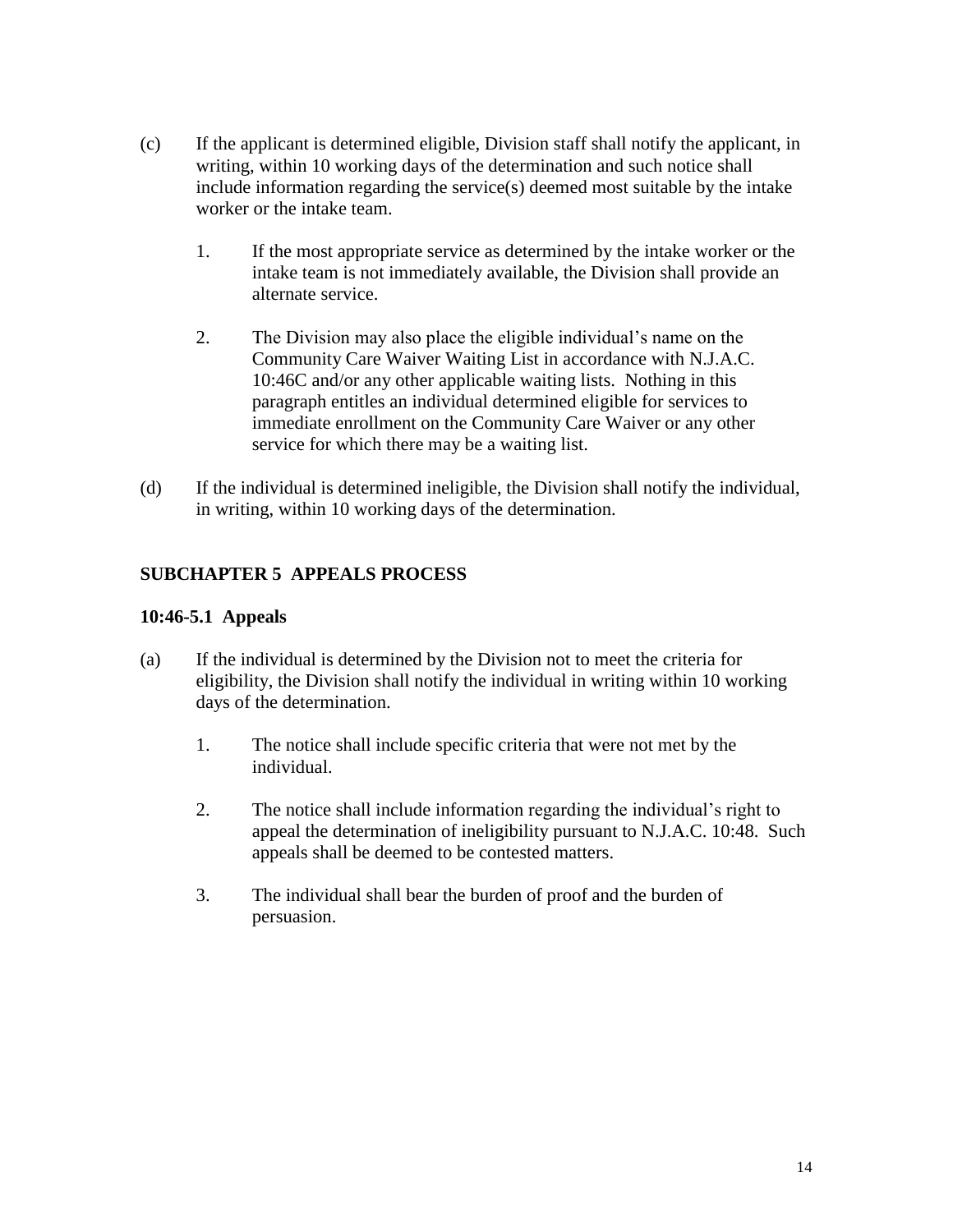(c) If the applicant is determined eligible, Division staff shall notify the applicant, in writing, within 10 working days of the determination and such notice shall include information regarding the service(s) deemed most suitable by the intake worker or the intake team.

1. If the most appropriate service as determined by the intake worker or the intake team is not immediately available, the Division shall provide an alternate service.

2. The Division may also place the eligible individual's name on the Community Care Waiver Waiting List in accordance with N.J.A.C. 10:46C and/or any other applicable waiting lists. Nothing in this paragraph entitles an individual determined eligible for services to immediate enrollment on the Community Care Waiver or any other service for which there may be a waiting list.

(d) If the individual is determined ineligible, the Division shall notify the individual, in writing, within 10 working days of the determination.

## SUBCHAPTER 5 APPEALS PROCESS

### 10:46-5.1 Appeals

(a) If the individual is determined by the Division not to meet the criteria for eligibility, the Division shall notify the individual in writing within 10 working days of the determination.

1. The notice shall include specific criteria that were not met by the individual.

2. The notice shall include information regarding the individual's right to appeal the determination of ineligibility pursuant to N.J.A.C. 10:48. Such appeals shall be deemed to be contested matters.

3. The individual shall bear the burden of proof and the burden of persuasion.